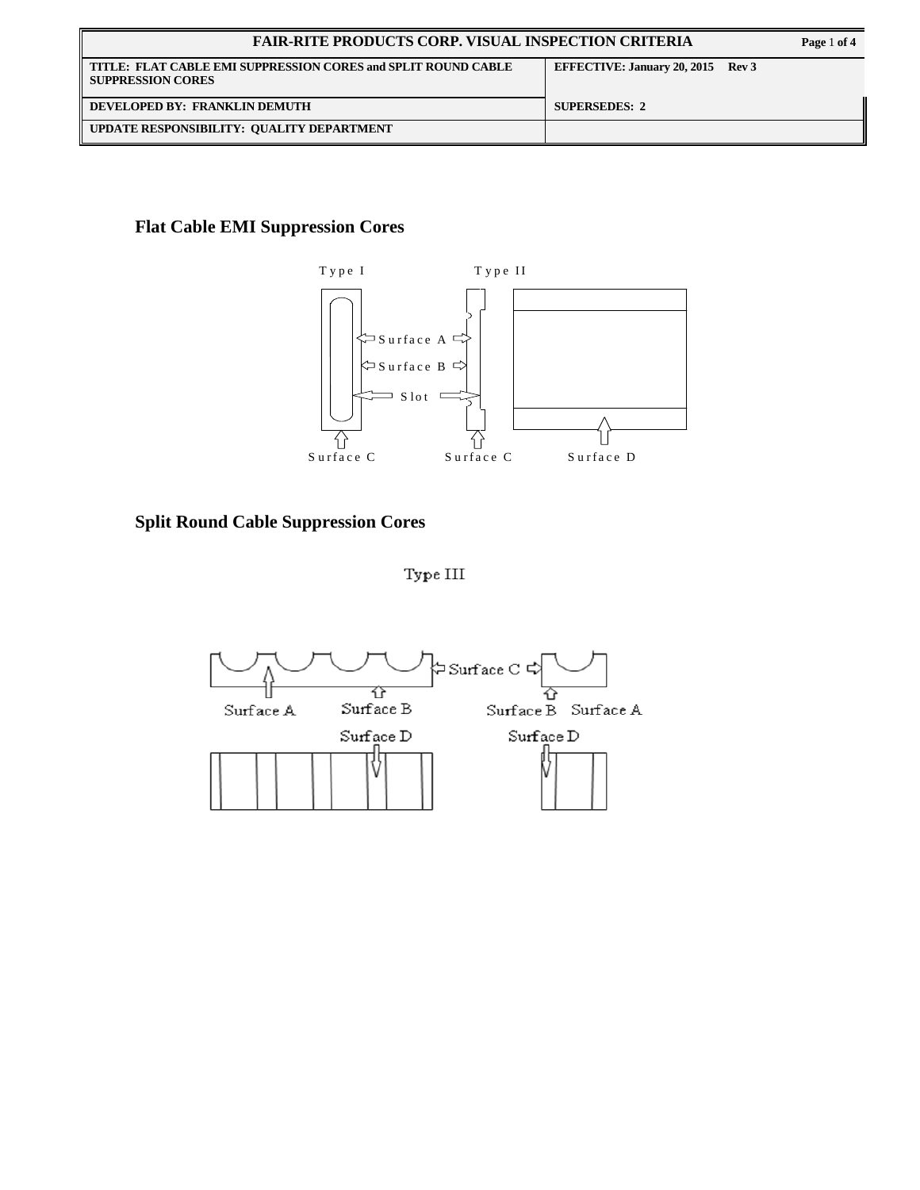| FAIR-RITE PRODUCTS CORP. VISUAL INSPECTION CRITERIA | Page 1 of 4 |
| --- | --- |
| TITLE: FLAT CABLE EMI SUPPRESSION CORES and SPLIT ROUND CABLE SUPPRESSION CORES | EFFECTIVE: January 20, 2015 Rev 3 |
| DEVELOPED BY: FRANKLIN DEMUTH | SUPERSEDES: 2 |
| UPDATE RESPONSIBILITY: QUALITY DEPARTMENT | |

## Flat Cable EMI Suppression Cores

Type I Type II

Surface A

Surface B

Slot

Surface C Surface C Surface D

## Split Round Cable Suppression Cores

Type III

Surface C

Surface A Surface B Surface B Surface A

Surface D Surface D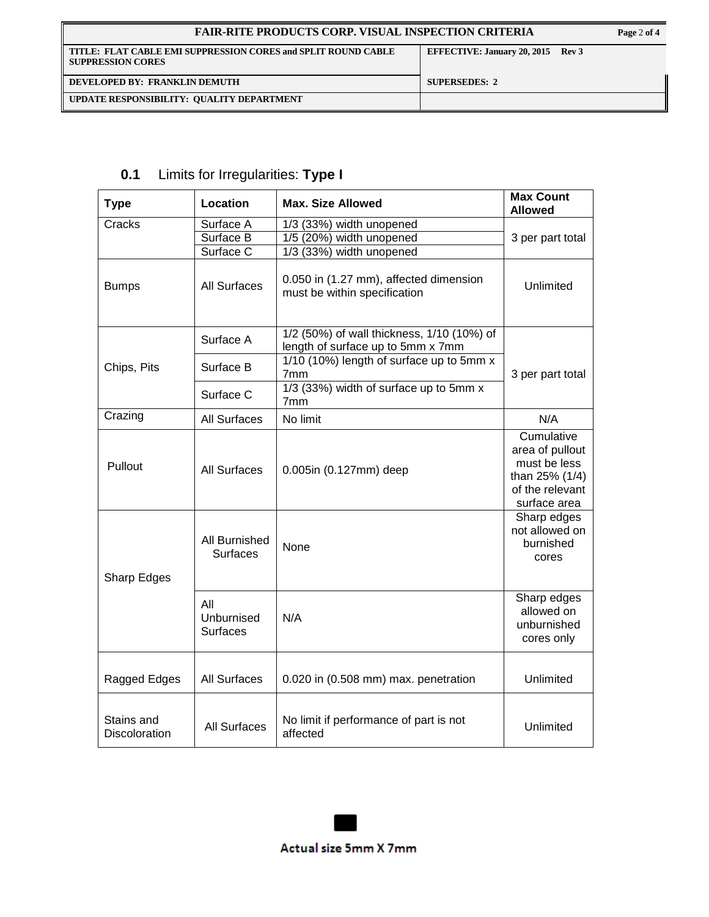## 0.1 Limits for Irregularities: **Type I**

| Type | Location | Max. Size Allowed | Max Count Allowed |
|---|---|---|---|
| Cracks | Surface A | 1/3 (33%) width unopened | 3 per part total |
| | Surface B | 1/5 (20%) width unopened | |
| | Surface C | 1/3 (33%) width unopened | |
| Bumps | All Surfaces | 0.050 in (1.27 mm), affected dimension must be within specification | Unlimited |
| Chips, Pits | Surface A | 1/2 (50%) of wall thickness, 1/10 (10%) of length of surface up to 5mm x 7mm | 3 per part total |
| | Surface B | 1/10 (10%) length of surface up to 5mm x 7mm | |
| | Surface C | 1/3 (33%) width of surface up to 5mm x 7mm | |
| Crazing | All Surfaces | No limit | N/A |
| Pullout | All Surfaces | 0.005in (0.127mm) deep | Cumulative area of pullout must be less than 25% (1/4) of the relevant surface area |
| Sharp Edges | All Burnished Surfaces | None | Sharp edges not allowed on burnished cores |
| | All Unburnised Surfaces | N/A | Sharp edges allowed on unburnished cores only |
| Ragged Edges | All Surfaces | 0.020 in (0.508 mm) max. penetration | Unlimited |
| Stains and Discoloration | All Surfaces | No limit if performance of part is not affected | Unlimited |

**Actual size 5mm X 7mm**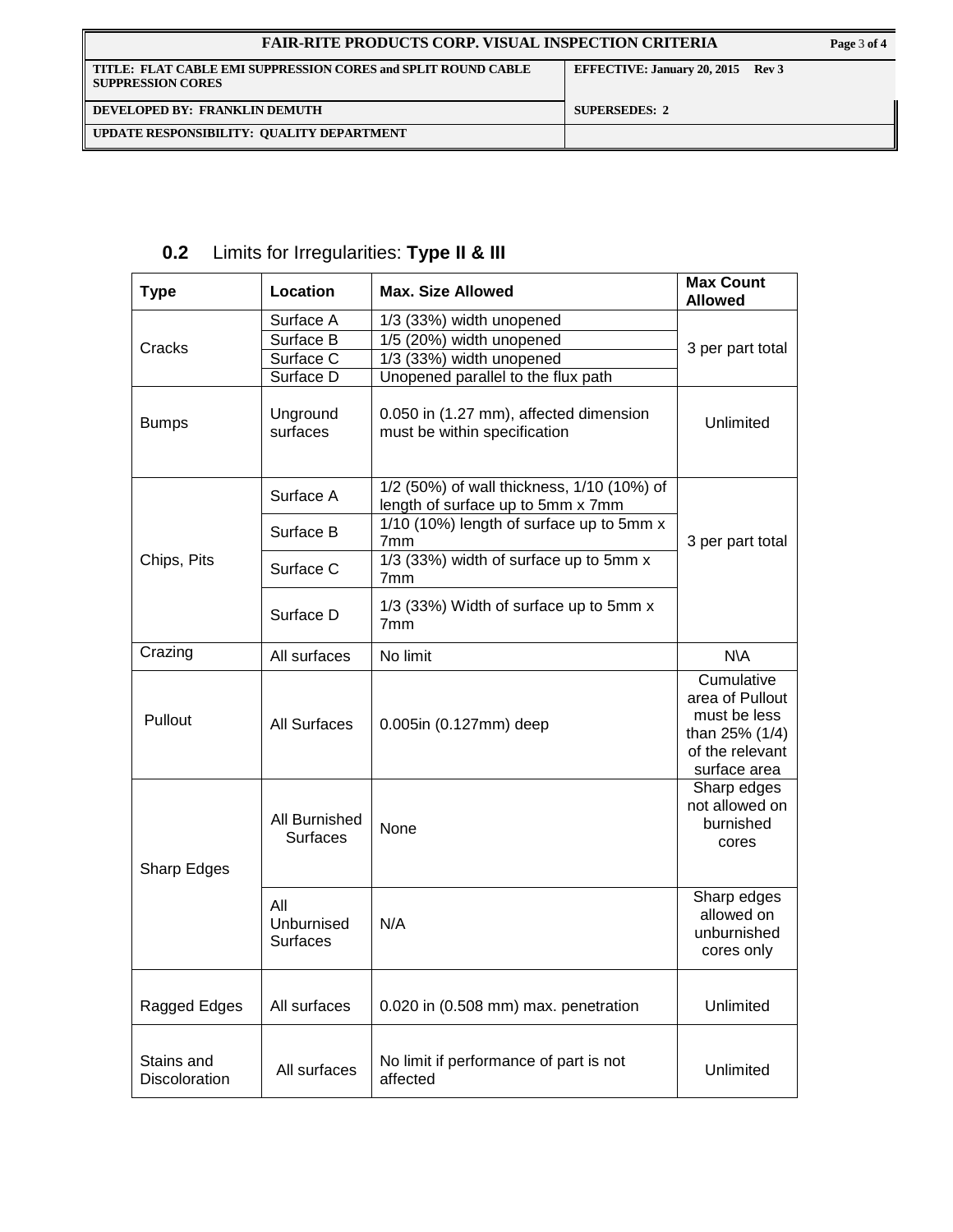## 0.2 Limits for Irregularities: **Type II & III**

| Type | Location | Max. Size Allowed | Max Count Allowed |
|---|---|---|---|
| Cracks | Surface A | 1/3 (33%) width unopened | 3 per part total |
| | Surface B | 1/5 (20%) width unopened | |
| | Surface C | 1/3 (33%) width unopened | |
| | Surface D | Unopened parallel to the flux path | |
| Bumps | Unground surfaces | 0.050 in (1.27 mm), affected dimension must be within specification | Unlimited |
| Chips, Pits | Surface A | 1/2 (50%) of wall thickness, 1/10 (10%) of length of surface up to 5mm x 7mm | 3 per part total |
| | Surface B | 1/10 (10%) length of surface up to 5mm x 7mm | |
| | Surface C | 1/3 (33%) width of surface up to 5mm x 7mm | |
| | Surface D | 1/3 (33%) Width of surface up to 5mm x 7mm | |
| Crazing | All surfaces | No limit | N\A |
| Pullout | All Surfaces | 0.005in (0.127mm) deep | Cumulative area of Pullout must be less than 25% (1/4) of the relevant surface area |
| Sharp Edges | All Burnished Surfaces | None | Sharp edges not allowed on burnished cores |
| | All Unburnised Surfaces | N/A | Sharp edges allowed on unburnished cores only |
| Ragged Edges | All surfaces | 0.020 in (0.508 mm) max. penetration | Unlimited |
| Stains and Discoloration | All surfaces | No limit if performance of part is not affected | Unlimited |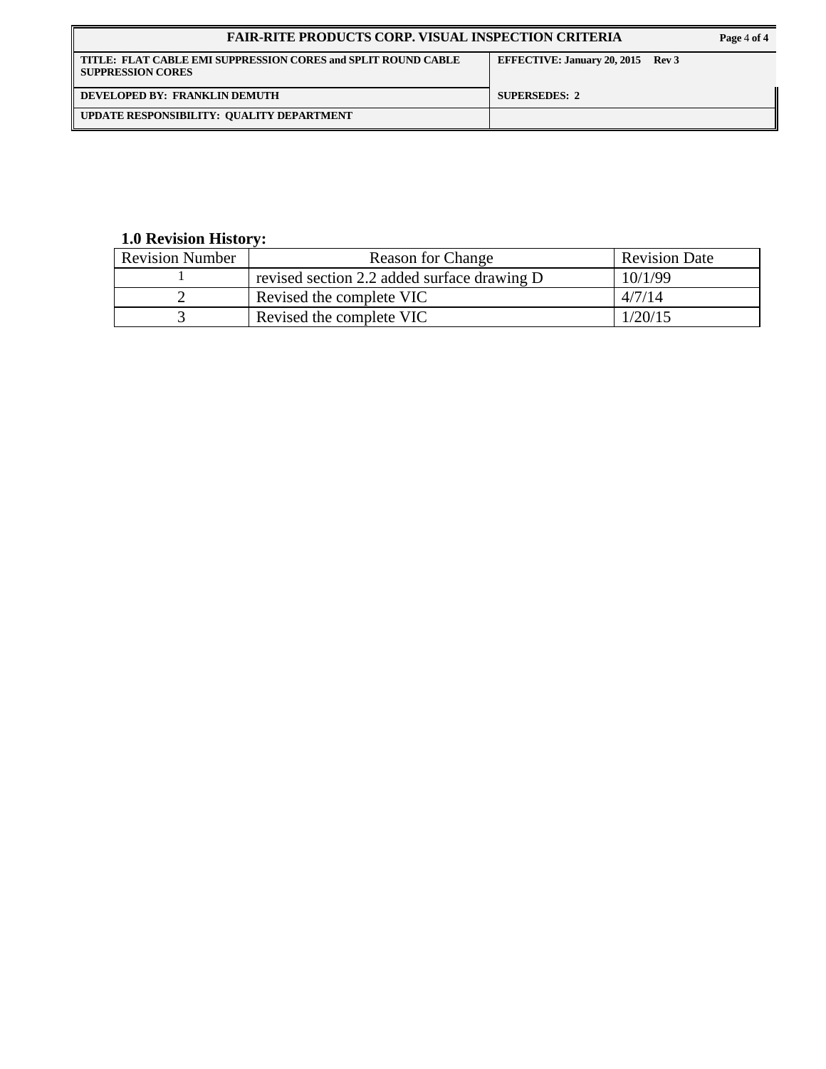### 1.0 Revision History:

| Revision Number | Reason for Change | Revision Date |
|---|---|---|
| 1 | revised section 2.2 added surface drawing D | 10/1/99 |
| 2 | Revised the complete VIC | 4/7/14 |
| 3 | Revised the complete VIC | 1/20/15 |